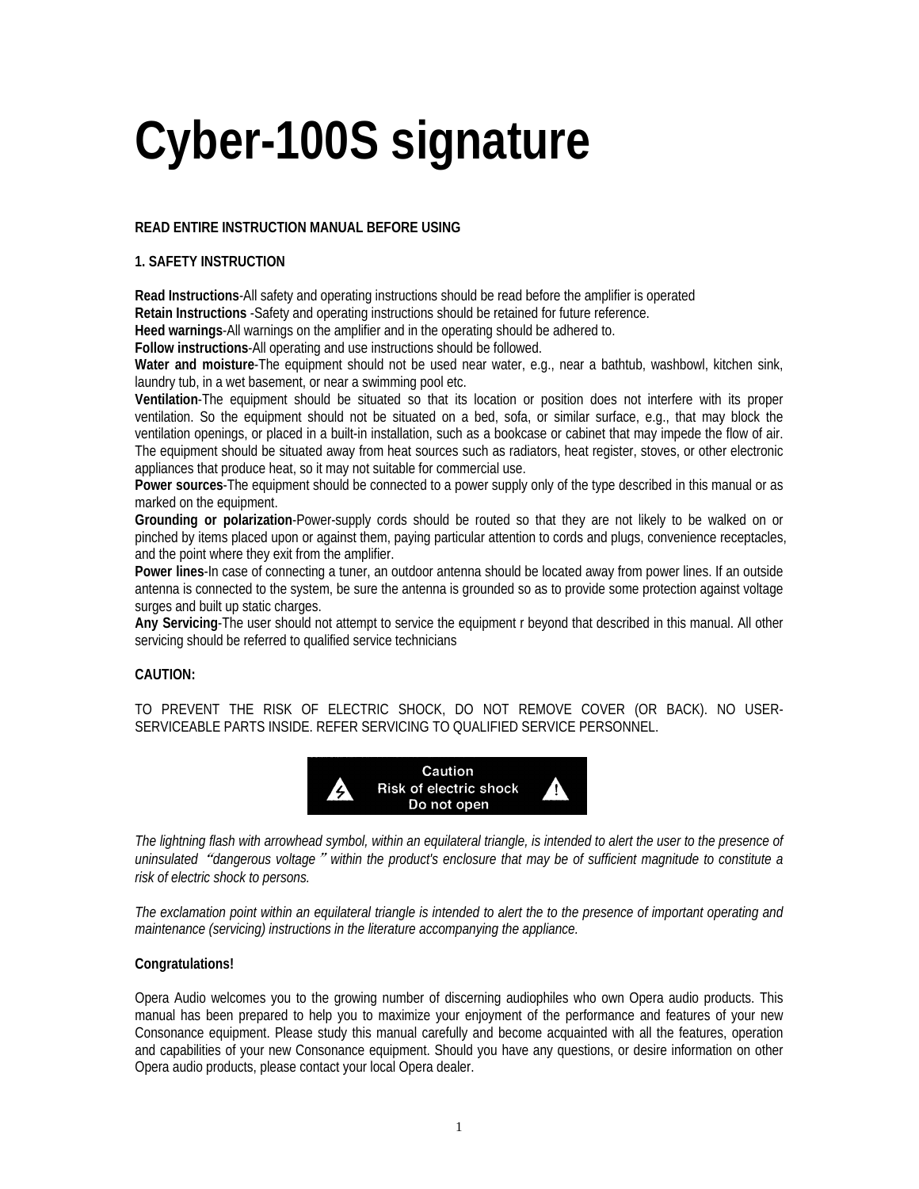# Cyber-100S signature

**READ ENTIRE INSTRUCTION MANUAL BEFORE USING**

**1. SAFETY INSTRUCTION**

**Read Instructions**-All safety and operating instructions should be read before the amplifier is operated
**Retain Instructions** -Safety and operating instructions should be retained for future reference.
**Heed warnings**-All warnings on the amplifier and in the operating should be adhered to.
**Follow instructions**-All operating and use instructions should be followed.
**Water and moisture**-The equipment should not be used near water, e.g., near a bathtub, washbowl, kitchen sink, laundry tub, in a wet basement, or near a swimming pool etc.
**Ventilation**-The equipment should be situated so that its location or position does not interfere with its proper ventilation. So the equipment should not be situated on a bed, sofa, or similar surface, e.g., that may block the ventilation openings, or placed in a built-in installation, such as a bookcase or cabinet that may impede the flow of air. The equipment should be situated away from heat sources such as radiators, heat register, stoves, or other electronic appliances that produce heat, so it may not suitable for commercial use.
**Power sources**-The equipment should be connected to a power supply only of the type described in this manual or as marked on the equipment.
**Grounding or polarization**-Power-supply cords should be routed so that they are not likely to be walked on or pinched by items placed upon or against them, paying particular attention to cords and plugs, convenience receptacles, and the point where they exit from the amplifier.
**Power lines**-In case of connecting a tuner, an outdoor antenna should be located away from power lines. If an outside antenna is connected to the system, be sure the antenna is grounded so as to provide some protection against voltage surges and built up static charges.
**Any Servicing**-The user should not attempt to service the equipment r beyond that described in this manual. All other servicing should be referred to qualified service technicians

**CAUTION:**

TO PREVENT THE RISK OF ELECTRIC SHOCK, DO NOT REMOVE COVER (OR BACK). NO USER-SERVICEABLE PARTS INSIDE. REFER SERVICING TO QUALIFIED SERVICE PERSONNEL.

Caution
Risk of electric shock
Do not open

*The lightning flash with arrowhead symbol, within an equilateral triangle, is intended to alert the user to the presence of uninsulated "dangerous voltage" within the product's enclosure that may be of sufficient magnitude to constitute a risk of electric shock to persons.*

*The exclamation point within an equilateral triangle is intended to alert the to the presence of important operating and maintenance (servicing) instructions in the literature accompanying the appliance.*

**Congratulations!**

Opera Audio welcomes you to the growing number of discerning audiophiles who own Opera audio products. This manual has been prepared to help you to maximize your enjoyment of the performance and features of your new Consonance equipment. Please study this manual carefully and become acquainted with all the features, operation and capabilities of your new Consonance equipment. Should you have any questions, or desire information on other Opera audio products, please contact your local Opera dealer.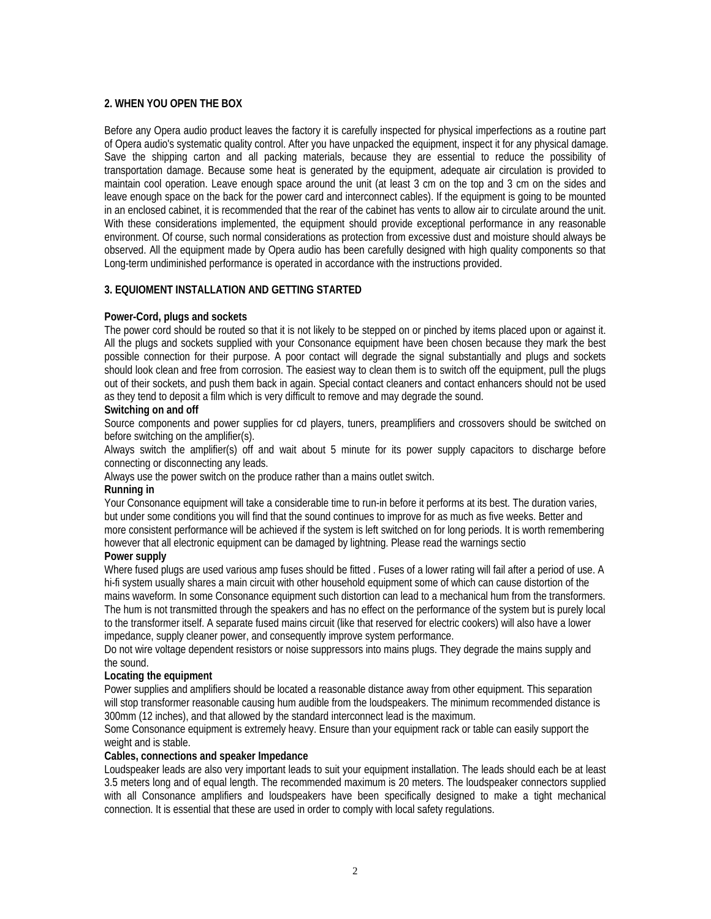## 2. WHEN YOU OPEN THE BOX

Before any Opera audio product leaves the factory it is carefully inspected for physical imperfections as a routine part of Opera audio's systematic quality control. After you have unpacked the equipment, inspect it for any physical damage. Save the shipping carton and all packing materials, because they are essential to reduce the possibility of transportation damage. Because some heat is generated by the equipment, adequate air circulation is provided to maintain cool operation. Leave enough space around the unit (at least 3 cm on the top and 3 cm on the sides and leave enough space on the back for the power card and interconnect cables). If the equipment is going to be mounted in an enclosed cabinet, it is recommended that the rear of the cabinet has vents to allow air to circulate around the unit. With these considerations implemented, the equipment should provide exceptional performance in any reasonable environment. Of course, such normal considerations as protection from excessive dust and moisture should always be observed. All the equipment made by Opera audio has been carefully designed with high quality components so that Long-term undiminished performance is operated in accordance with the instructions provided.

## 3. EQUIOMENT INSTALLATION AND GETTING STARTED

**Power-Cord, plugs and sockets**

The power cord should be routed so that it is not likely to be stepped on or pinched by items placed upon or against it. All the plugs and sockets supplied with your Consonance equipment have been chosen because they mark the best possible connection for their purpose. A poor contact will degrade the signal substantially and plugs and sockets should look clean and free from corrosion. The easiest way to clean them is to switch off the equipment, pull the plugs out of their sockets, and push them back in again. Special contact cleaners and contact enhancers should not be used as they tend to deposit a film which is very difficult to remove and may degrade the sound.

**Switching on and off**

Source components and power supplies for cd players, tuners, preamplifiers and crossovers should be switched on before switching on the amplifier(s).

Always switch the amplifier(s) off and wait about 5 minute for its power supply capacitors to discharge before connecting or disconnecting any leads.

Always use the power switch on the produce rather than a mains outlet switch.

**Running in**

Your Consonance equipment will take a considerable time to run-in before it performs at its best. The duration varies, but under some conditions you will find that the sound continues to improve for as much as five weeks. Better and more consistent performance will be achieved if the system is left switched on for long periods. It is worth remembering however that all electronic equipment can be damaged by lightning. Please read the warnings sectio

**Power supply**

Where fused plugs are used various amp fuses should be fitted . Fuses of a lower rating will fail after a period of use. A hi-fi system usually shares a main circuit with other household equipment some of which can cause distortion of the mains waveform. In some Consonance equipment such distortion can lead to a mechanical hum from the transformers. The hum is not transmitted through the speakers and has no effect on the performance of the system but is purely local to the transformer itself. A separate fused mains circuit (like that reserved for electric cookers) will also have a lower impedance, supply cleaner power, and consequently improve system performance.

Do not wire voltage dependent resistors or noise suppressors into mains plugs. They degrade the mains supply and the sound.

**Locating the equipment**

Power supplies and amplifiers should be located a reasonable distance away from other equipment. This separation will stop transformer reasonable causing hum audible from the loudspeakers. The minimum recommended distance is 300mm (12 inches), and that allowed by the standard interconnect lead is the maximum.

Some Consonance equipment is extremely heavy. Ensure than your equipment rack or table can easily support the weight and is stable.

**Cables, connections and speaker Impedance**

Loudspeaker leads are also very important leads to suit your equipment installation. The leads should each be at least 3.5 meters long and of equal length. The recommended maximum is 20 meters. The loudspeaker connectors supplied with all Consonance amplifiers and loudspeakers have been specifically designed to make a tight mechanical connection. It is essential that these are used in order to comply with local safety regulations.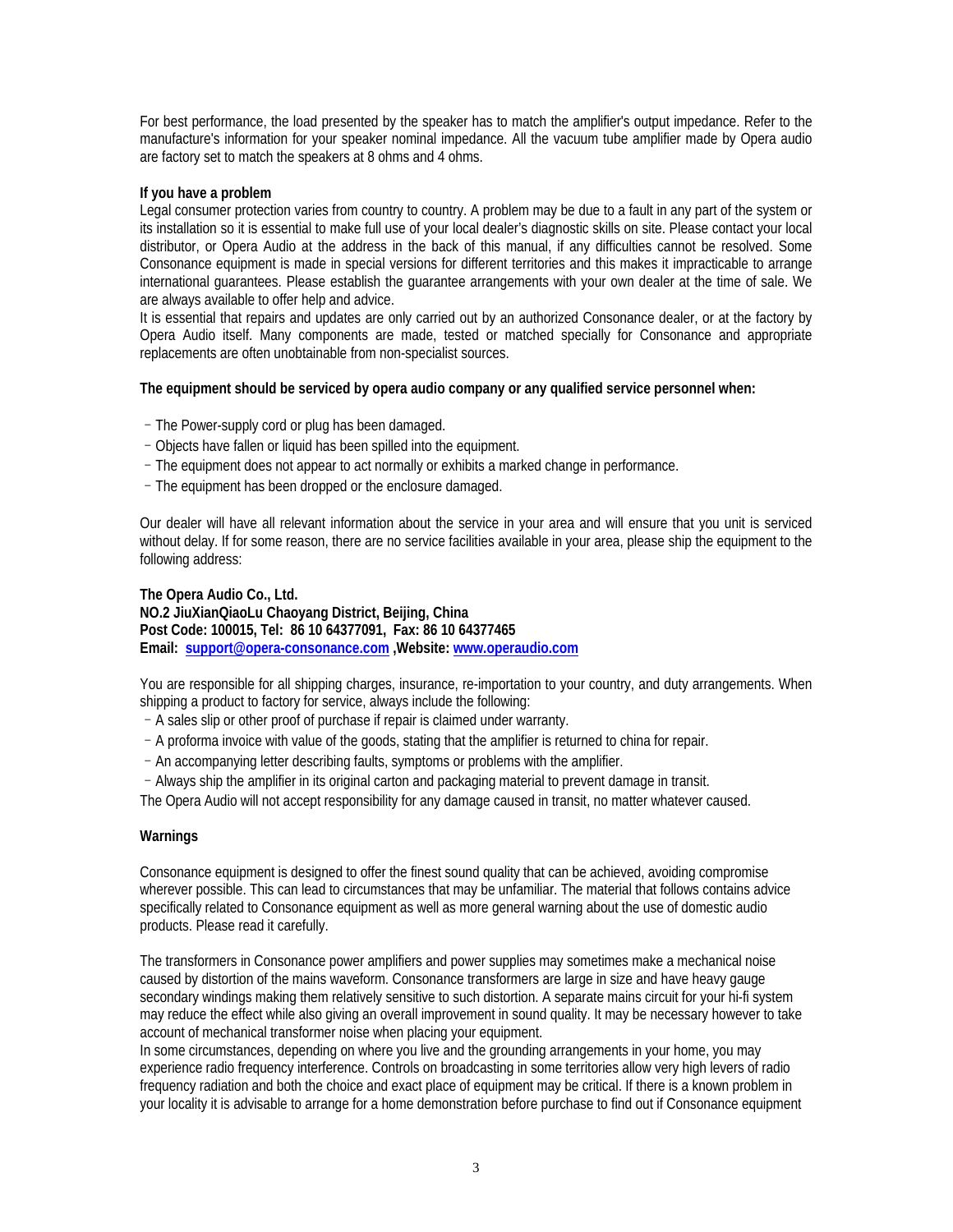For best performance, the load presented by the speaker has to match the amplifier's output impedance. Refer to the manufacture's information for your speaker nominal impedance. All the vacuum tube amplifier made by Opera audio are factory set to match the speakers at 8 ohms and 4 ohms.

**If you have a problem**

Legal consumer protection varies from country to country. A problem may be due to a fault in any part of the system or its installation so it is essential to make full use of your local dealer's diagnostic skills on site. Please contact your local distributor, or Opera Audio at the address in the back of this manual, if any difficulties cannot be resolved. Some Consonance equipment is made in special versions for different territories and this makes it impracticable to arrange international guarantees. Please establish the guarantee arrangements with your own dealer at the time of sale. We are always available to offer help and advice.

It is essential that repairs and updates are only carried out by an authorized Consonance dealer, or at the factory by Opera Audio itself. Many components are made, tested or matched specially for Consonance and appropriate replacements are often unobtainable from non-specialist sources.

**The equipment should be serviced by opera audio company or any qualified service personnel when:**

- The Power-supply cord or plug has been damaged.
- Objects have fallen or liquid has been spilled into the equipment.
- The equipment does not appear to act normally or exhibits a marked change in performance.
- The equipment has been dropped or the enclosure damaged.

Our dealer will have all relevant information about the service in your area and will ensure that you unit is serviced without delay. If for some reason, there are no service facilities available in your area, please ship the equipment to the following address:

**The Opera Audio Co., Ltd.**
**NO.2 JiuXianQiaoLu Chaoyang District, Beijing, China**
**Post Code: 100015, Tel: 86 10 64377091, Fax: 86 10 64377465**
**Email: support@opera-consonance.com ,Website: www.operaudio.com**

You are responsible for all shipping charges, insurance, re-importation to your country, and duty arrangements. When shipping a product to factory for service, always include the following:

- A sales slip or other proof of purchase if repair is claimed under warranty.
- A proforma invoice with value of the goods, stating that the amplifier is returned to china for repair.
- An accompanying letter describing faults, symptoms or problems with the amplifier.
- Always ship the amplifier in its original carton and packaging material to prevent damage in transit.

The Opera Audio will not accept responsibility for any damage caused in transit, no matter whatever caused.

**Warnings**

Consonance equipment is designed to offer the finest sound quality that can be achieved, avoiding compromise wherever possible. This can lead to circumstances that may be unfamiliar. The material that follows contains advice specifically related to Consonance equipment as well as more general warning about the use of domestic audio products. Please read it carefully.

The transformers in Consonance power amplifiers and power supplies may sometimes make a mechanical noise caused by distortion of the mains waveform. Consonance transformers are large in size and have heavy gauge secondary windings making them relatively sensitive to such distortion. A separate mains circuit for your hi-fi system may reduce the effect while also giving an overall improvement in sound quality. It may be necessary however to take account of mechanical transformer noise when placing your equipment.

In some circumstances, depending on where you live and the grounding arrangements in your home, you may experience radio frequency interference. Controls on broadcasting in some territories allow very high levers of radio frequency radiation and both the choice and exact place of equipment may be critical. If there is a known problem in your locality it is advisable to arrange for a home demonstration before purchase to find out if Consonance equipment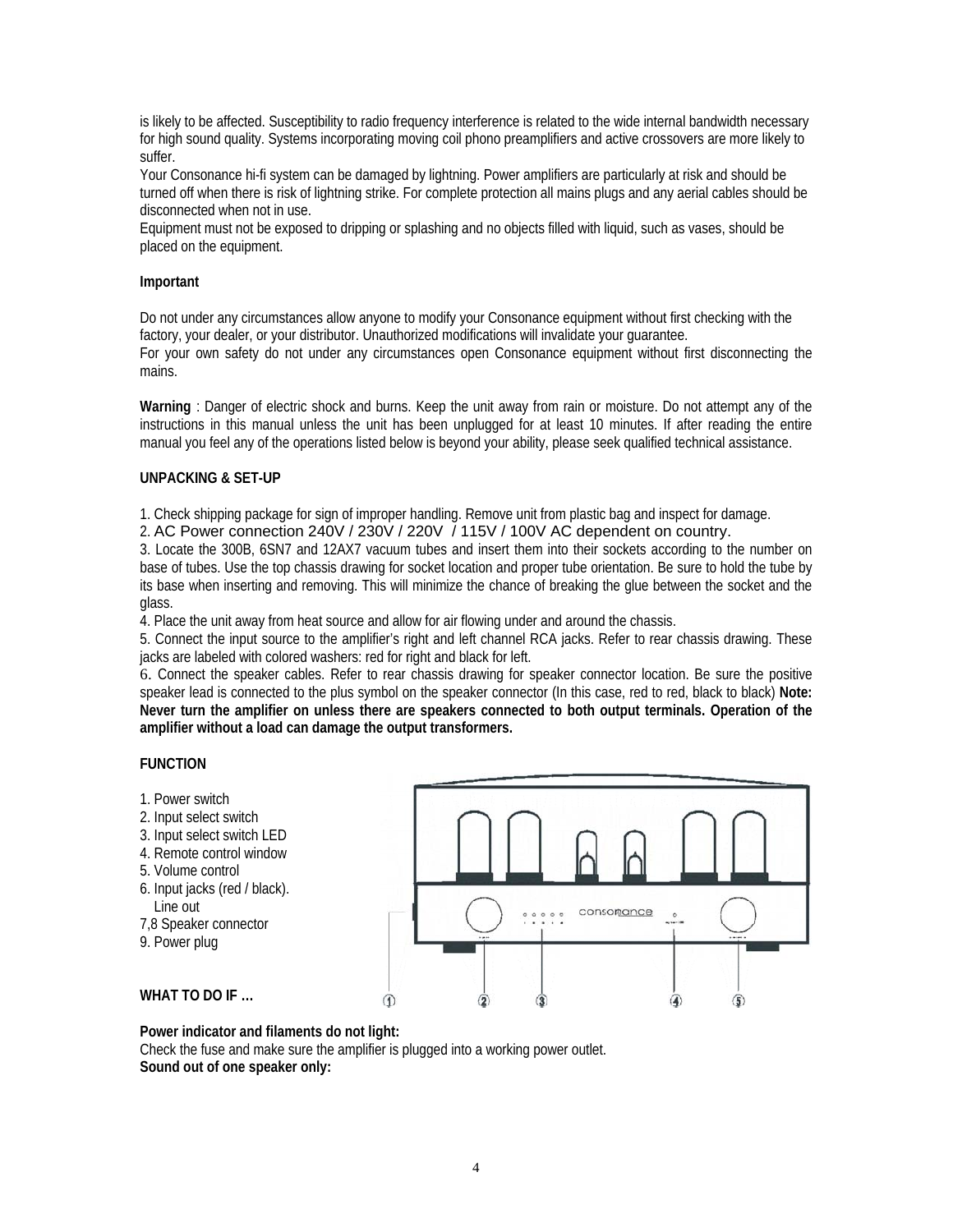is likely to be affected. Susceptibility to radio frequency interference is related to the wide internal bandwidth necessary for high sound quality. Systems incorporating moving coil phono preamplifiers and active crossovers are more likely to suffer.

Your Consonance hi-fi system can be damaged by lightning. Power amplifiers are particularly at risk and should be turned off when there is risk of lightning strike. For complete protection all mains plugs and any aerial cables should be disconnected when not in use.

Equipment must not be exposed to dripping or splashing and no objects filled with liquid, such as vases, should be placed on the equipment.

**Important**

Do not under any circumstances allow anyone to modify your Consonance equipment without first checking with the factory, your dealer, or your distributor. Unauthorized modifications will invalidate your guarantee.

For your own safety do not under any circumstances open Consonance equipment without first disconnecting the mains.

**Warning** : Danger of electric shock and burns. Keep the unit away from rain or moisture. Do not attempt any of the instructions in this manual unless the unit has been unplugged for at least 10 minutes. If after reading the entire manual you feel any of the operations listed below is beyond your ability, please seek qualified technical assistance.

**UNPACKING & SET-UP**

1. Check shipping package for sign of improper handling. Remove unit from plastic bag and inspect for damage.
2. AC Power connection 240V / 230V / 220V / 115V / 100V AC dependent on country.
3. Locate the 300B, 6SN7 and 12AX7 vacuum tubes and insert them into their sockets according to the number on base of tubes. Use the top chassis drawing for socket location and proper tube orientation. Be sure to hold the tube by its base when inserting and removing. This will minimize the chance of breaking the glue between the socket and the glass.
4. Place the unit away from heat source and allow for air flowing under and around the chassis.
5. Connect the input source to the amplifier's right and left channel RCA jacks. Refer to rear chassis drawing. These jacks are labeled with colored washers: red for right and black for left.
6. Connect the speaker cables. Refer to rear chassis drawing for speaker connector location. Be sure the positive speaker lead is connected to the plus symbol on the speaker connector (In this case, red to red, black to black) **Note: Never turn the amplifier on unless there are speakers connected to both output terminals. Operation of the amplifier without a load can damage the output transformers.**

**FUNCTION**

1. Power switch
2. Input select switch
3. Input select switch LED
4. Remote control window
5. Volume control
6. Input jacks (red / black).
   Line out
7,8 Speaker connector
9. Power plug

**WHAT TO DO IF …**

**Power indicator and filaments do not light:**
Check the fuse and make sure the amplifier is plugged into a working power outlet.

**Sound out of one speaker only:**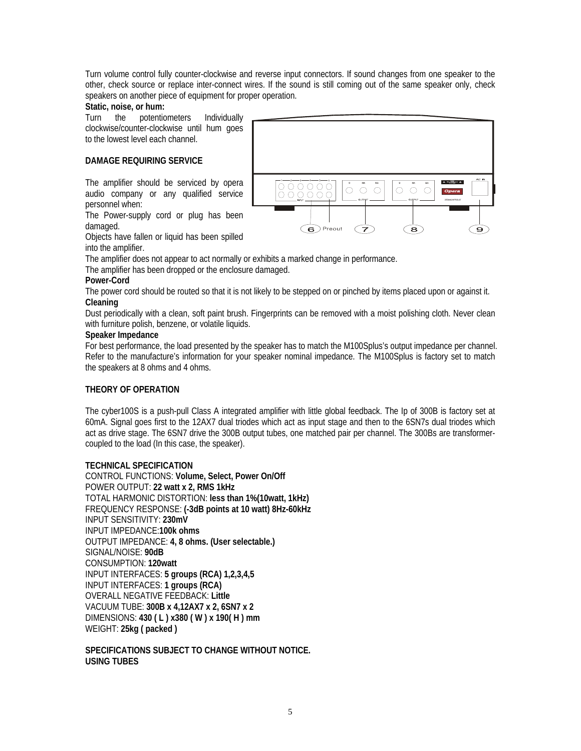Turn volume control fully counter-clockwise and reverse input connectors. If sound changes from one speaker to the other, check source or replace inter-connect wires. If the sound is still coming out of the same speaker only, check speakers on another piece of equipment for proper operation.

**Static, noise, or hum:**

Turn the potentiometers Individually clockwise/counter-clockwise until hum goes to the lowest level each channel.

**DAMAGE REQUIRING SERVICE**

The amplifier should be serviced by opera audio company or any qualified service personnel when:

The Power-supply cord or plug has been damaged.

Objects have fallen or liquid has been spilled into the amplifier.

The amplifier does not appear to act normally or exhibits a marked change in performance.

The amplifier has been dropped or the enclosure damaged.

**Power-Cord**

The power cord should be routed so that it is not likely to be stepped on or pinched by items placed upon or against it.

**Cleaning**

Dust periodically with a clean, soft paint brush. Fingerprints can be removed with a moist polishing cloth. Never clean with furniture polish, benzene, or volatile liquids.

**Speaker Impedance**

For best performance, the load presented by the speaker has to match the M100Splus's output impedance per channel. Refer to the manufacture's information for your speaker nominal impedance. The M100Splus is factory set to match the speakers at 8 ohms and 4 ohms.

**THEORY OF OPERATION**

The cyber100S is a push-pull Class A integrated amplifier with little global feedback. The Ip of 300B is factory set at 60mA. Signal goes first to the 12AX7 dual triodes which act as input stage and then to the 6SN7s dual triodes which act as drive stage. The 6SN7 drive the 300B output tubes, one matched pair per channel. The 300Bs are transformer-coupled to the load (In this case, the speaker).

**TECHNICAL SPECIFICATION**

CONTROL FUNCTIONS: **Volume, Select, Power On/Off**
POWER OUTPUT: **22 watt x 2, RMS 1kHz**
TOTAL HARMONIC DISTORTION: **less than 1%(10watt, 1kHz)**
FREQUENCY RESPONSE: **(-3dB points at 10 watt) 8Hz-60kHz**
INPUT SENSITIVITY: **230mV**
INPUT IMPEDANCE:**100k ohms**
OUTPUT IMPEDANCE: **4, 8 ohms. (User selectable.)**
SIGNAL/NOISE: **90dB**
CONSUMPTION: **120watt**
INPUT INTERFACES: **5 groups (RCA) 1,2,3,4,5**
INPUT INTERFACES: **1 groups (RCA)**
OVERALL NEGATIVE FEEDBACK: **Little**
VACUUM TUBE: **300B x 4,12AX7 x 2, 6SN7 x 2**
DIMENSIONS: **430 ( L ) x380 ( W ) x 190( H ) mm**
WEIGHT: **25kg ( packed )**

**SPECIFICATIONS SUBJECT TO CHANGE WITHOUT NOTICE.**
**USING TUBES**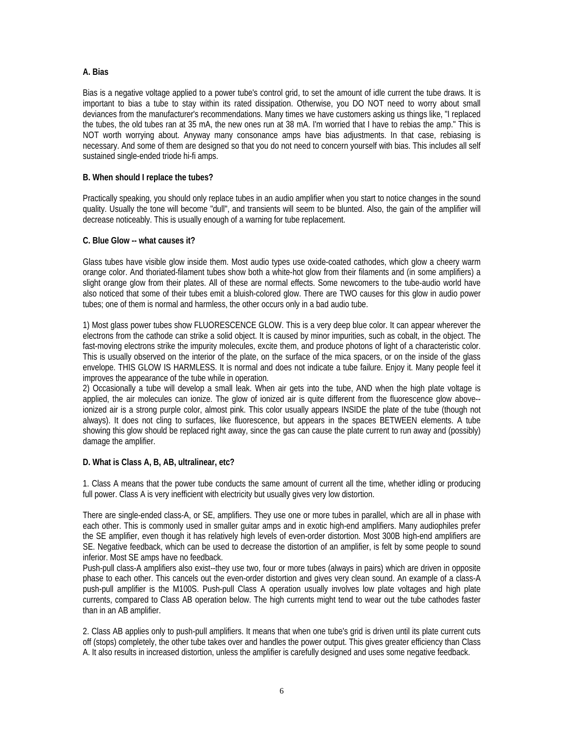**A. Bias**

Bias is a negative voltage applied to a power tube's control grid, to set the amount of idle current the tube draws. It is important to bias a tube to stay within its rated dissipation. Otherwise, you DO NOT need to worry about small deviances from the manufacturer's recommendations. Many times we have customers asking us things like, "I replaced the tubes, the old tubes ran at 35 mA, the new ones run at 38 mA. I'm worried that I have to rebias the amp." This is NOT worth worrying about. Anyway many consonance amps have bias adjustments. In that case, rebiasing is necessary. And some of them are designed so that you do not need to concern yourself with bias. This includes all self sustained single-ended triode hi-fi amps.

**B. When should I replace the tubes?**

Practically speaking, you should only replace tubes in an audio amplifier when you start to notice changes in the sound quality. Usually the tone will become "dull", and transients will seem to be blunted. Also, the gain of the amplifier will decrease noticeably. This is usually enough of a warning for tube replacement.

**C. Blue Glow -- what causes it?**

Glass tubes have visible glow inside them. Most audio types use oxide-coated cathodes, which glow a cheery warm orange color. And thoriated-filament tubes show both a white-hot glow from their filaments and (in some amplifiers) a slight orange glow from their plates. All of these are normal effects. Some newcomers to the tube-audio world have also noticed that some of their tubes emit a bluish-colored glow. There are TWO causes for this glow in audio power tubes; one of them is normal and harmless, the other occurs only in a bad audio tube.

1) Most glass power tubes show FLUORESCENCE GLOW. This is a very deep blue color. It can appear wherever the electrons from the cathode can strike a solid object. It is caused by minor impurities, such as cobalt, in the object. The fast-moving electrons strike the impurity molecules, excite them, and produce photons of light of a characteristic color. This is usually observed on the interior of the plate, on the surface of the mica spacers, or on the inside of the glass envelope. THIS GLOW IS HARMLESS. It is normal and does not indicate a tube failure. Enjoy it. Many people feel it improves the appearance of the tube while in operation.

2) Occasionally a tube will develop a small leak. When air gets into the tube, AND when the high plate voltage is applied, the air molecules can ionize. The glow of ionized air is quite different from the fluorescence glow above--ionized air is a strong purple color, almost pink. This color usually appears INSIDE the plate of the tube (though not always). It does not cling to surfaces, like fluorescence, but appears in the spaces BETWEEN elements. A tube showing this glow should be replaced right away, since the gas can cause the plate current to run away and (possibly) damage the amplifier.

**D. What is Class A, B, AB, ultralinear, etc?**

1. Class A means that the power tube conducts the same amount of current all the time, whether idling or producing full power. Class A is very inefficient with electricity but usually gives very low distortion.

There are single-ended class-A, or SE, amplifiers. They use one or more tubes in parallel, which are all in phase with each other. This is commonly used in smaller guitar amps and in exotic high-end amplifiers. Many audiophiles prefer the SE amplifier, even though it has relatively high levels of even-order distortion. Most 300B high-end amplifiers are SE. Negative feedback, which can be used to decrease the distortion of an amplifier, is felt by some people to sound inferior. Most SE amps have no feedback.

Push-pull class-A amplifiers also exist--they use two, four or more tubes (always in pairs) which are driven in opposite phase to each other. This cancels out the even-order distortion and gives very clean sound. An example of a class-A push-pull amplifier is the M100S. Push-pull Class A operation usually involves low plate voltages and high plate currents, compared to Class AB operation below. The high currents might tend to wear out the tube cathodes faster than in an AB amplifier.

2. Class AB applies only to push-pull amplifiers. It means that when one tube's grid is driven until its plate current cuts off (stops) completely, the other tube takes over and handles the power output. This gives greater efficiency than Class A. It also results in increased distortion, unless the amplifier is carefully designed and uses some negative feedback.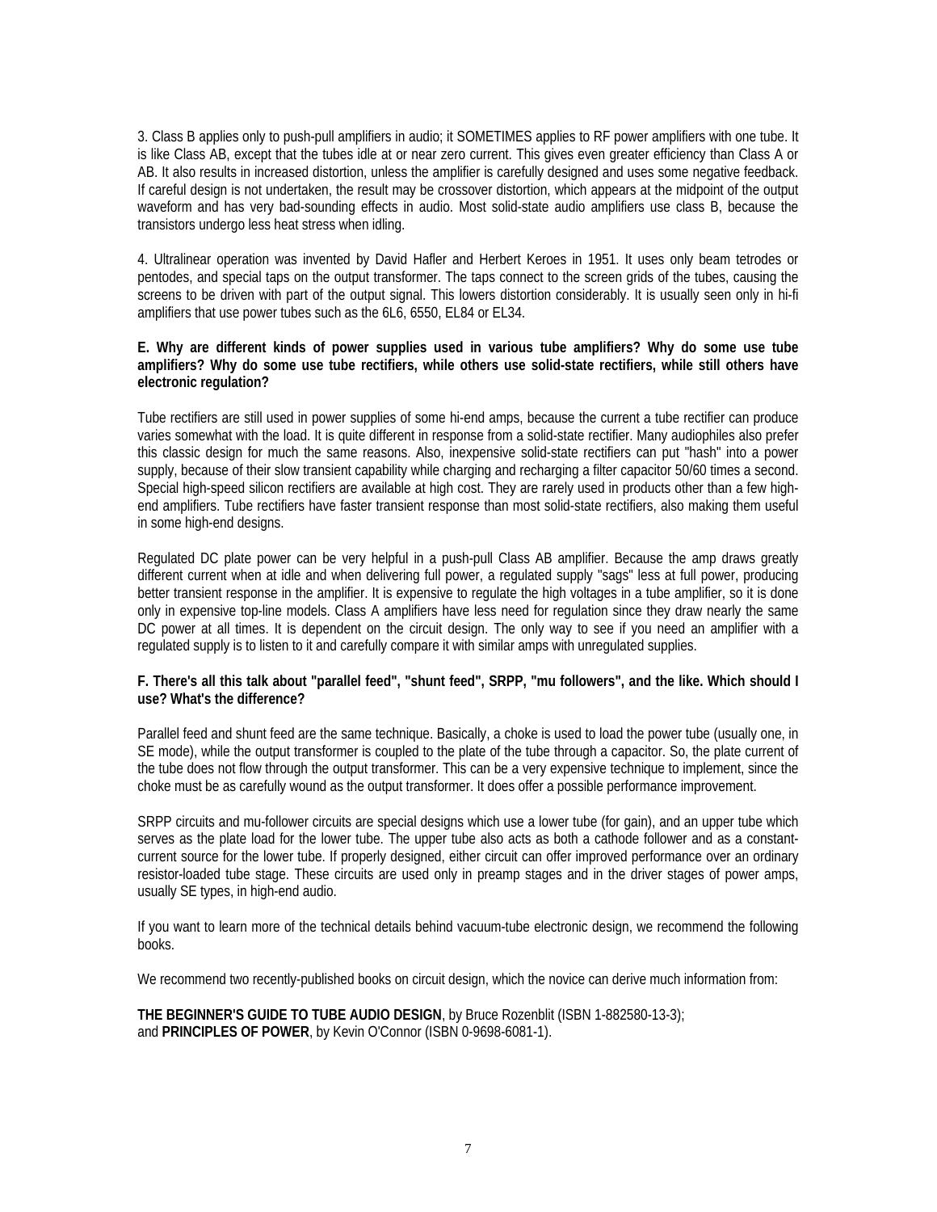3. Class B applies only to push-pull amplifiers in audio; it SOMETIMES applies to RF power amplifiers with one tube. It is like Class AB, except that the tubes idle at or near zero current. This gives even greater efficiency than Class A or AB. It also results in increased distortion, unless the amplifier is carefully designed and uses some negative feedback. If careful design is not undertaken, the result may be crossover distortion, which appears at the midpoint of the output waveform and has very bad-sounding effects in audio. Most solid-state audio amplifiers use class B, because the transistors undergo less heat stress when idling.

4. Ultralinear operation was invented by David Hafler and Herbert Keroes in 1951. It uses only beam tetrodes or pentodes, and special taps on the output transformer. The taps connect to the screen grids of the tubes, causing the screens to be driven with part of the output signal. This lowers distortion considerably. It is usually seen only in hi-fi amplifiers that use power tubes such as the 6L6, 6550, EL84 or EL34.

**E. Why are different kinds of power supplies used in various tube amplifiers? Why do some use tube amplifiers? Why do some use tube rectifiers, while others use solid-state rectifiers, while still others have electronic regulation?**

Tube rectifiers are still used in power supplies of some hi-end amps, because the current a tube rectifier can produce varies somewhat with the load. It is quite different in response from a solid-state rectifier. Many audiophiles also prefer this classic design for much the same reasons. Also, inexpensive solid-state rectifiers can put "hash" into a power supply, because of their slow transient capability while charging and recharging a filter capacitor 50/60 times a second. Special high-speed silicon rectifiers are available at high cost. They are rarely used in products other than a few high-end amplifiers. Tube rectifiers have faster transient response than most solid-state rectifiers, also making them useful in some high-end designs.

Regulated DC plate power can be very helpful in a push-pull Class AB amplifier. Because the amp draws greatly different current when at idle and when delivering full power, a regulated supply "sags" less at full power, producing better transient response in the amplifier. It is expensive to regulate the high voltages in a tube amplifier, so it is done only in expensive top-line models. Class A amplifiers have less need for regulation since they draw nearly the same DC power at all times. It is dependent on the circuit design. The only way to see if you need an amplifier with a regulated supply is to listen to it and carefully compare it with similar amps with unregulated supplies.

**F. There's all this talk about "parallel feed", "shunt feed", SRPP, "mu followers", and the like. Which should I use? What's the difference?**

Parallel feed and shunt feed are the same technique. Basically, a choke is used to load the power tube (usually one, in SE mode), while the output transformer is coupled to the plate of the tube through a capacitor. So, the plate current of the tube does not flow through the output transformer. This can be a very expensive technique to implement, since the choke must be as carefully wound as the output transformer. It does offer a possible performance improvement.

SRPP circuits and mu-follower circuits are special designs which use a lower tube (for gain), and an upper tube which serves as the plate load for the lower tube. The upper tube also acts as both a cathode follower and as a constant-current source for the lower tube. If properly designed, either circuit can offer improved performance over an ordinary resistor-loaded tube stage. These circuits are used only in preamp stages and in the driver stages of power amps, usually SE types, in high-end audio.

If you want to learn more of the technical details behind vacuum-tube electronic design, we recommend the following books.

We recommend two recently-published books on circuit design, which the novice can derive much information from:

**THE BEGINNER'S GUIDE TO TUBE AUDIO DESIGN**, by Bruce Rozenblit (ISBN 1-882580-13-3);
and **PRINCIPLES OF POWER**, by Kevin O'Connor (ISBN 0-9698-6081-1).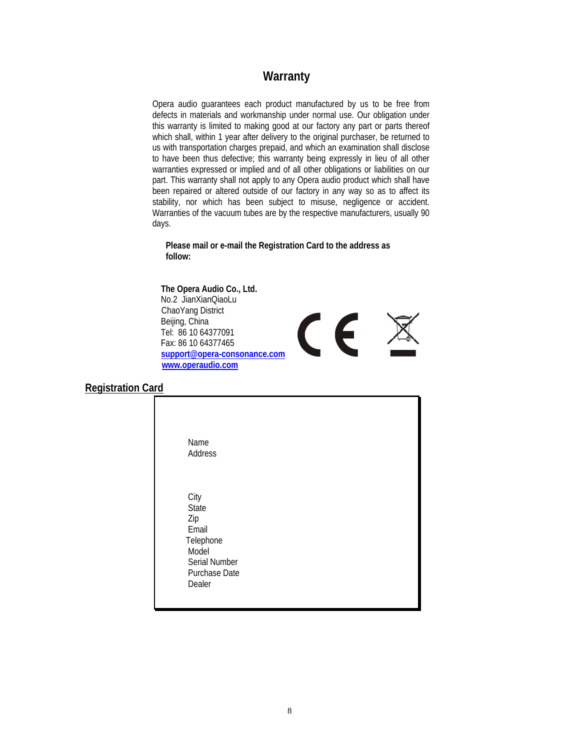# Warranty

Opera audio guarantees each product manufactured by us to be free from defects in materials and workmanship under normal use. Our obligation under this warranty is limited to making good at our factory any part or parts thereof which shall, within 1 year after delivery to the original purchaser, be returned to us with transportation charges prepaid, and which an examination shall disclose to have been thus defective; this warranty being expressly in lieu of all other warranties expressed or implied and of all other obligations or liabilities on our part. This warranty shall not apply to any Opera audio product which shall have been repaired or altered outside of our factory in any way so as to affect its stability, nor which has been subject to misuse, negligence or accident. Warranties of the vacuum tubes are by the respective manufacturers, usually 90 days.

**Please mail or e-mail the Registration Card to the address as follow:**

**The Opera Audio Co., Ltd.**
No.2 JianXianQiaoLu
ChaoYang District
Beijing, China
Tel: 86 10 64377091
Fax: 86 10 64377465
**support@opera-consonance.com**
**www.operaudio.com**

## Registration Card

Name
Address

City
State
Zip
Email
Telephone
Model
Serial Number
Purchase Date
Dealer